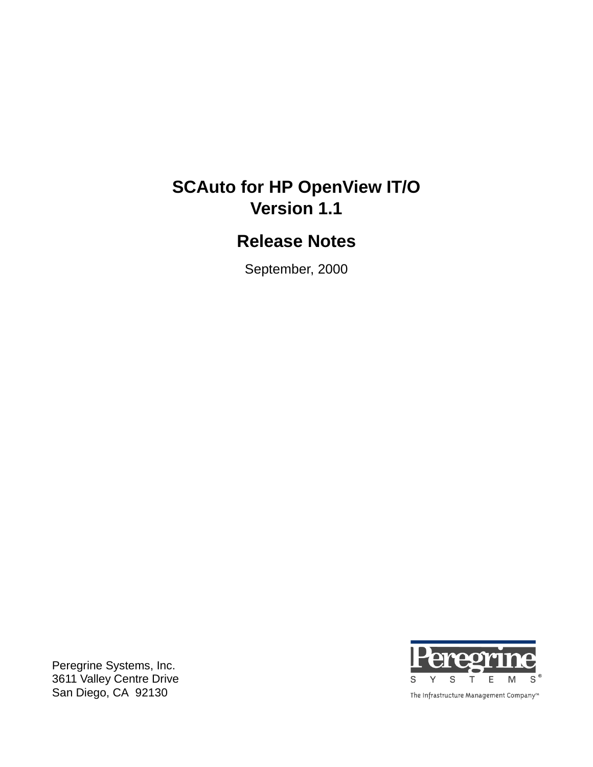# SCAuto for HP OpenView IT/O
# Version 1.1

## Release Notes

September, 2000

Peregrine Systems, Inc.
3611 Valley Centre Drive
San Diego, CA 92130

Peregrine
SYSTEMS®
The Infrastructure Management Company™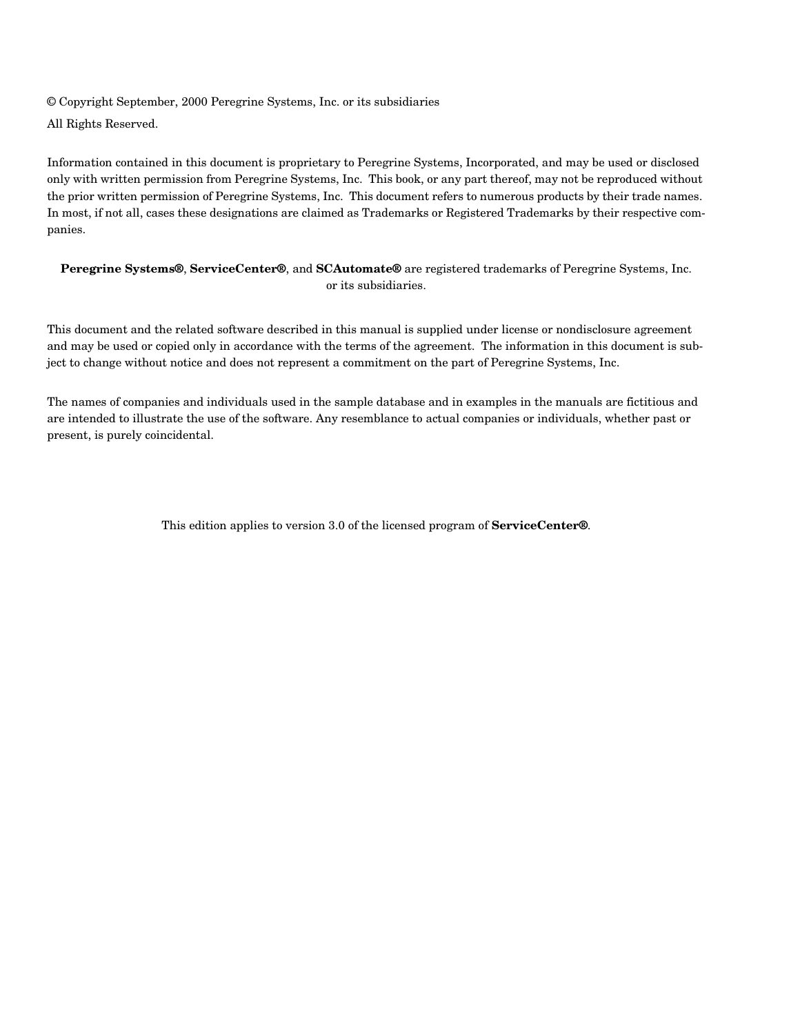© Copyright September, 2000 Peregrine Systems, Inc. or its subsidiaries

All Rights Reserved.

Information contained in this document is proprietary to Peregrine Systems, Incorporated, and may be used or disclosed only with written permission from Peregrine Systems, Inc. This book, or any part thereof, may not be reproduced without the prior written permission of Peregrine Systems, Inc. This document refers to numerous products by their trade names. In most, if not all, cases these designations are claimed as Trademarks or Registered Trademarks by their respective companies.

**Peregrine Systems®**, **ServiceCenter®**, and **SCAutomate®** are registered trademarks of Peregrine Systems, Inc. or its subsidiaries.

This document and the related software described in this manual is supplied under license or nondisclosure agreement and may be used or copied only in accordance with the terms of the agreement. The information in this document is subject to change without notice and does not represent a commitment on the part of Peregrine Systems, Inc.

The names of companies and individuals used in the sample database and in examples in the manuals are fictitious and are intended to illustrate the use of the software. Any resemblance to actual companies or individuals, whether past or present, is purely coincidental.

This edition applies to version 3.0 of the licensed program of **ServiceCenter®**.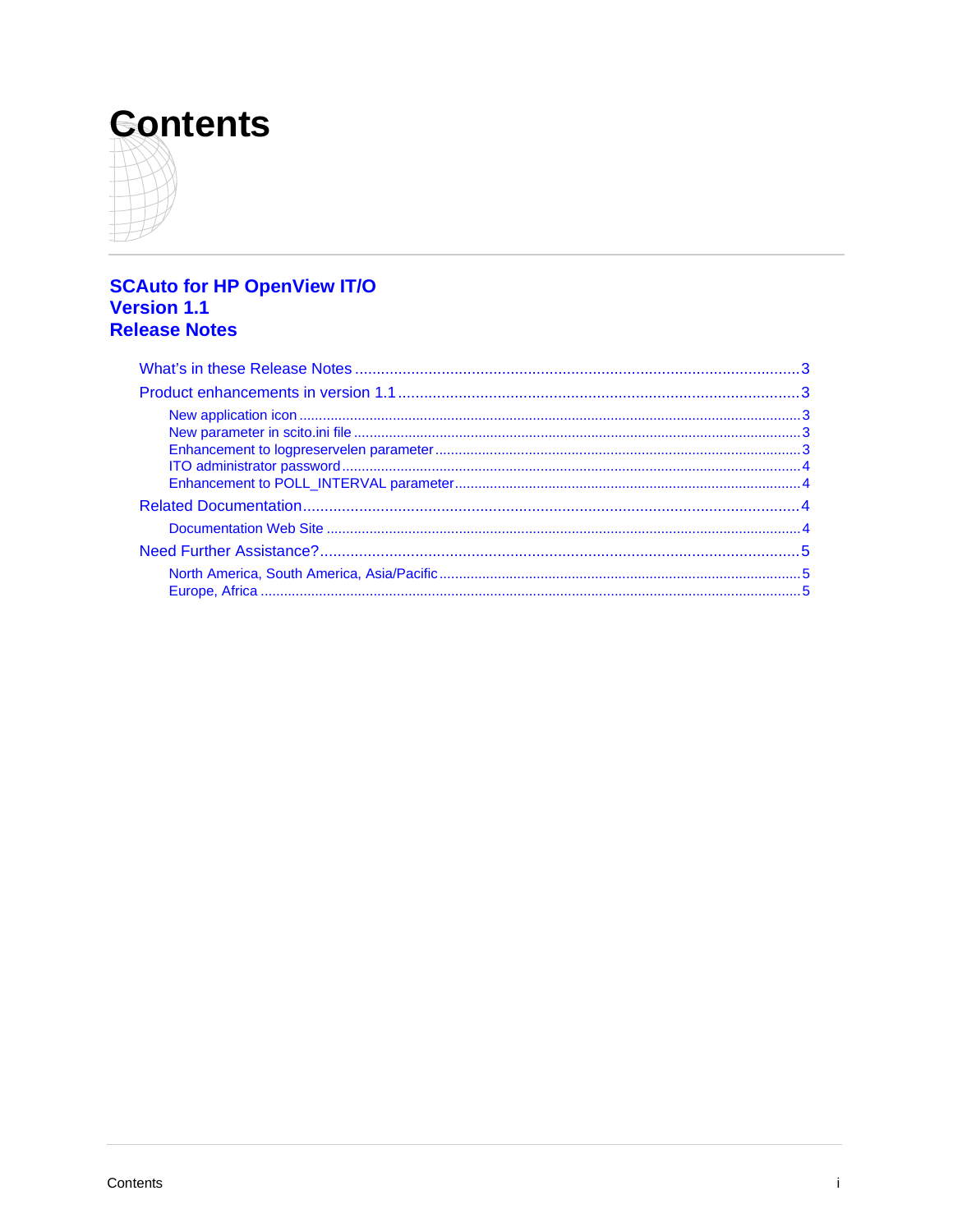# Contents

## SCAuto for HP OpenView IT/O Version 1.1 Release Notes

- What's in these Release Notes ... 3
- Product enhancements in version 1.1 ... 3
    - New application icon ... 3
    - New parameter in scito.ini file ... 3
    - Enhancement to logpreservelen parameter ... 3
    - ITO administrator password ... 4
    - Enhancement to POLL_INTERVAL parameter ... 4
- Related Documentation ... 4
    - Documentation Web Site ... 4
- Need Further Assistance? ... 5
    - North America, South America, Asia/Pacific ... 5
    - Europe, Africa ... 5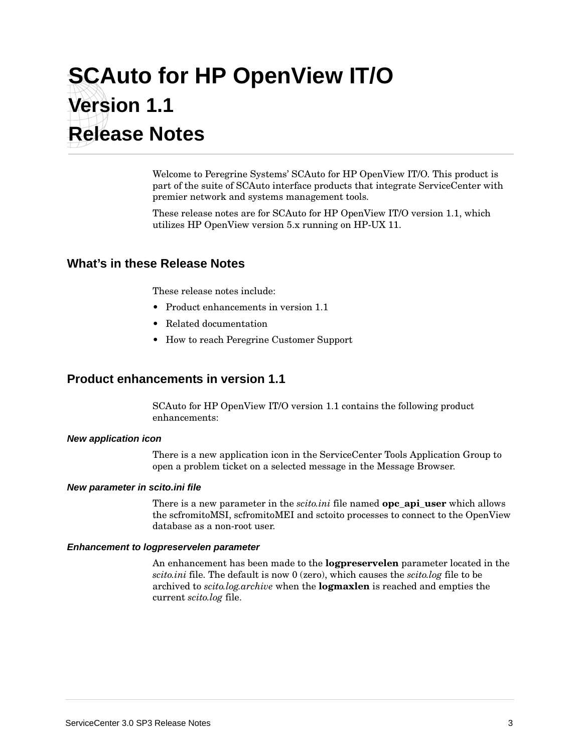# SCAuto for HP OpenView IT/O Version 1.1 Release Notes

Welcome to Peregrine Systems' SCAuto for HP OpenView IT/O. This product is part of the suite of SCAuto interface products that integrate ServiceCenter with premier network and systems management tools.

These release notes are for SCAuto for HP OpenView IT/O version 1.1, which utilizes HP OpenView version 5.x running on HP-UX 11.

## What's in these Release Notes

These release notes include:

- Product enhancements in version 1.1
- Related documentation
- How to reach Peregrine Customer Support

## Product enhancements in version 1.1

SCAuto for HP OpenView IT/O version 1.1 contains the following product enhancements:

#### *New application icon*

There is a new application icon in the ServiceCenter Tools Application Group to open a problem ticket on a selected message in the Message Browser.

#### *New parameter in scito.ini file*

There is a new parameter in the *scito.ini* file named **opc_api_user** which allows the scfromitoMSI, scfromitoMEI and sctoito processes to connect to the OpenView database as a non-root user.

#### *Enhancement to logpreservelen parameter*

An enhancement has been made to the **logpreservelen** parameter located in the *scito.ini* file. The default is now 0 (zero), which causes the *scito.log* file to be archived to *scito.log.archive* when the **logmaxlen** is reached and empties the current *scito.log* file.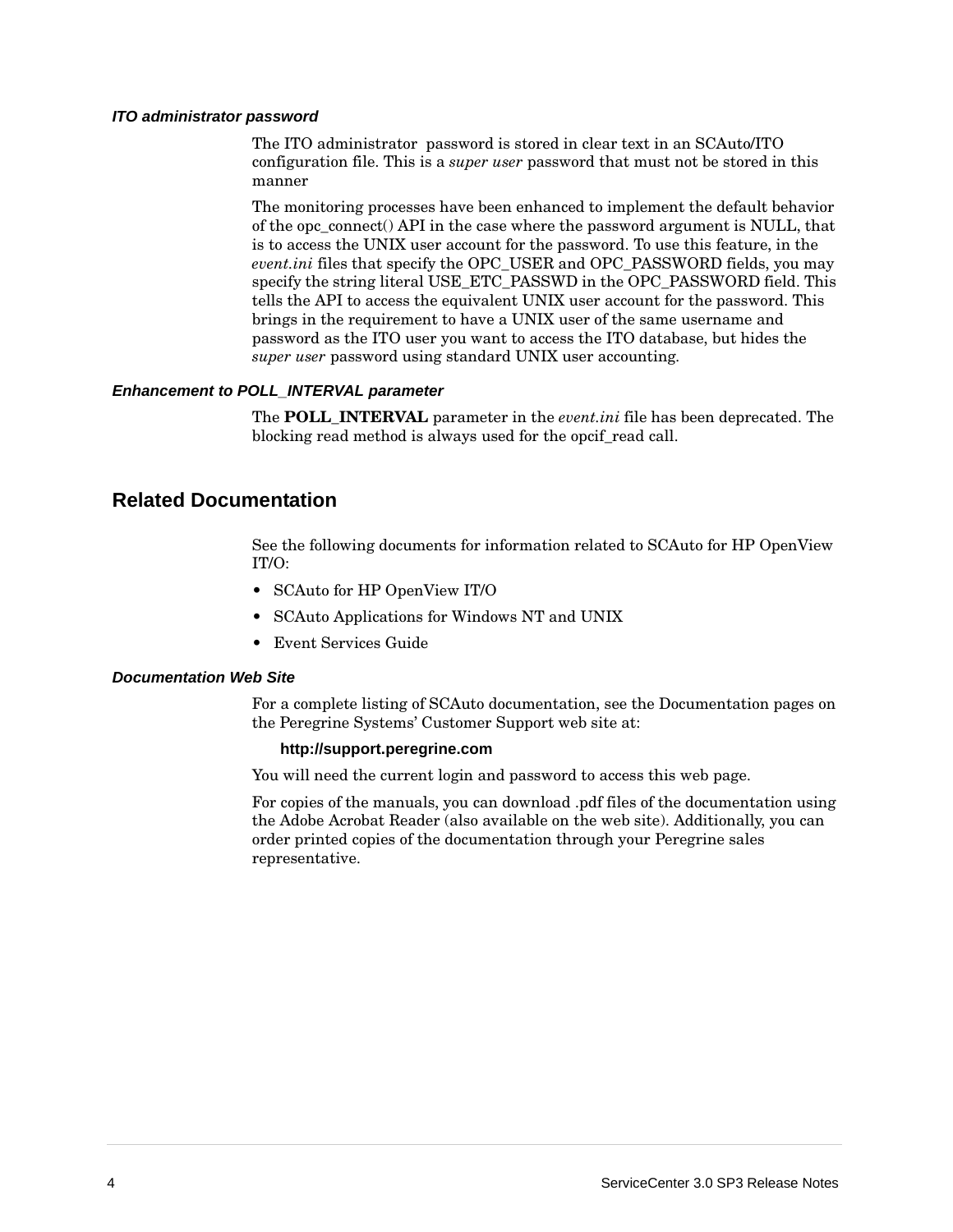### ITO administrator password

The ITO administrator password is stored in clear text in an SCAuto/ITO configuration file. This is a *super user* password that must not be stored in this manner

The monitoring processes have been enhanced to implement the default behavior of the opc_connect() API in the case where the password argument is NULL, that is to access the UNIX user account for the password. To use this feature, in the *event.ini* files that specify the OPC_USER and OPC_PASSWORD fields, you may specify the string literal USE_ETC_PASSWD in the OPC_PASSWORD field. This tells the API to access the equivalent UNIX user account for the password. This brings in the requirement to have a UNIX user of the same username and password as the ITO user you want to access the ITO database, but hides the *super user* password using standard UNIX user accounting.

### Enhancement to POLL_INTERVAL parameter

The **POLL_INTERVAL** parameter in the *event.ini* file has been deprecated. The blocking read method is always used for the opcif_read call.

## Related Documentation

See the following documents for information related to SCAuto for HP OpenView IT/O:

- SCAuto for HP OpenView IT/O
- SCAuto Applications for Windows NT and UNIX
- Event Services Guide

### Documentation Web Site

For a complete listing of SCAuto documentation, see the Documentation pages on the Peregrine Systems' Customer Support web site at:

**http://support.peregrine.com**

You will need the current login and password to access this web page.

For copies of the manuals, you can download .pdf files of the documentation using the Adobe Acrobat Reader (also available on the web site). Additionally, you can order printed copies of the documentation through your Peregrine sales representative.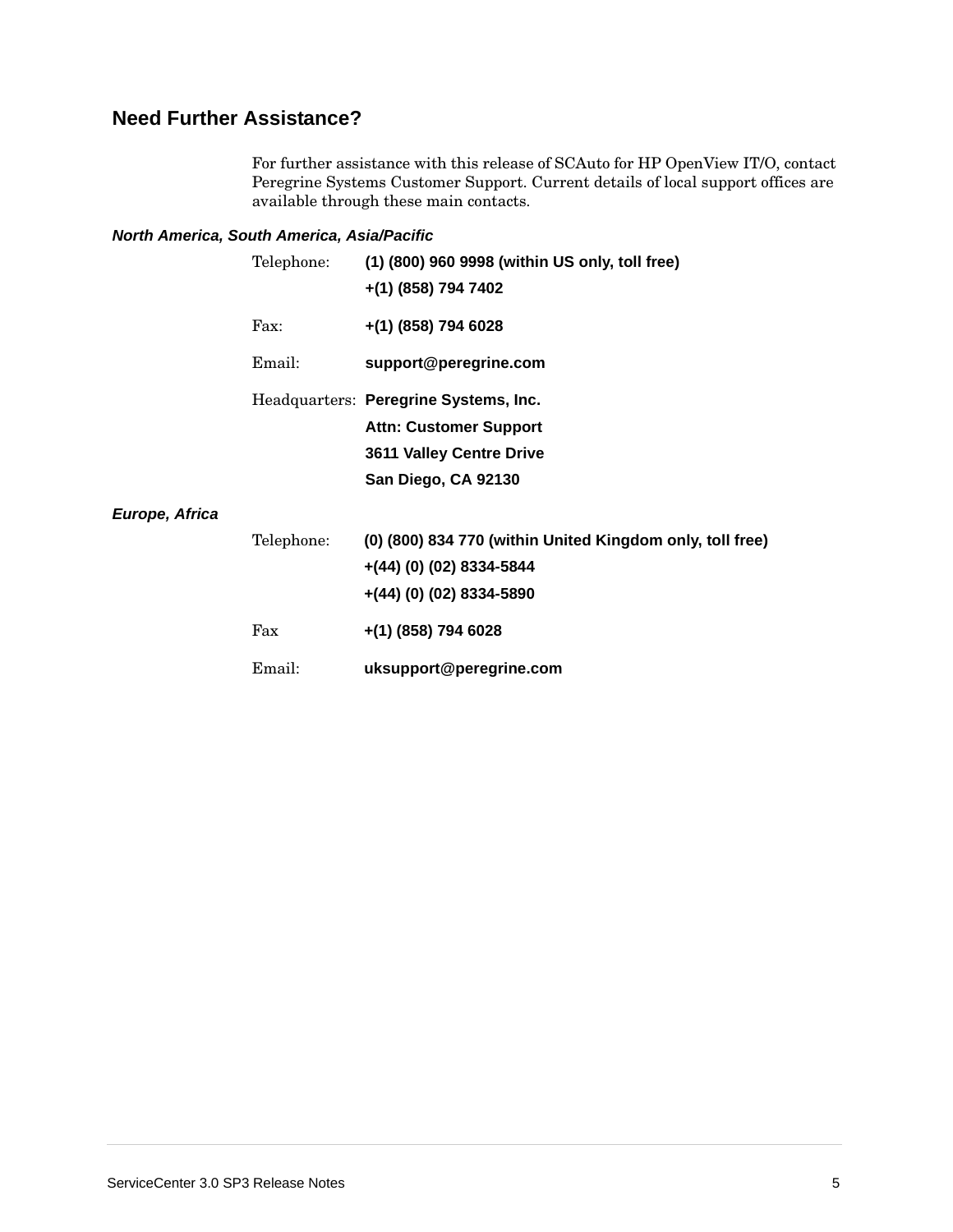## Need Further Assistance?

For further assistance with this release of SCAuto for HP OpenView IT/O, contact Peregrine Systems Customer Support. Current details of local support offices are available through these main contacts.

### *North America, South America, Asia/Pacific*

Telephone: **(1) (800) 960 9998 (within US only, toll free)**
**+(1) (858) 794 7402**

Fax: **+(1) (858) 794 6028**

Email: **support@peregrine.com**

Headquarters: **Peregrine Systems, Inc.**
**Attn: Customer Support**
**3611 Valley Centre Drive**
**San Diego, CA 92130**

### *Europe, Africa*

Telephone: **(0) (800) 834 770 (within United Kingdom only, toll free)**
**+(44) (0) (02) 8334-5844**
**+(44) (0) (02) 8334-5890**

Fax **+(1) (858) 794 6028**

Email: **uksupport@peregrine.com**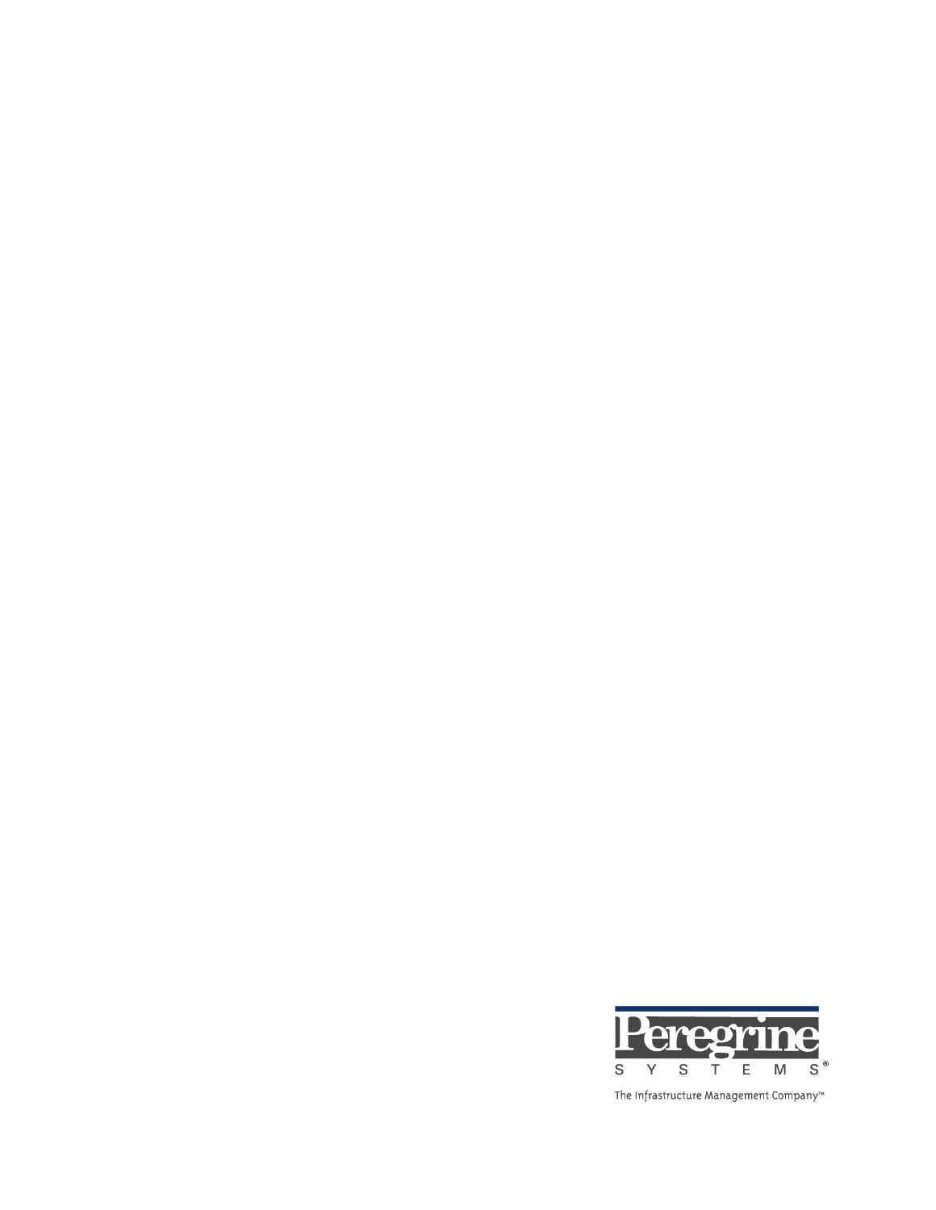Peregrine

SYSTEMS®

The Infrastructure Management Company™